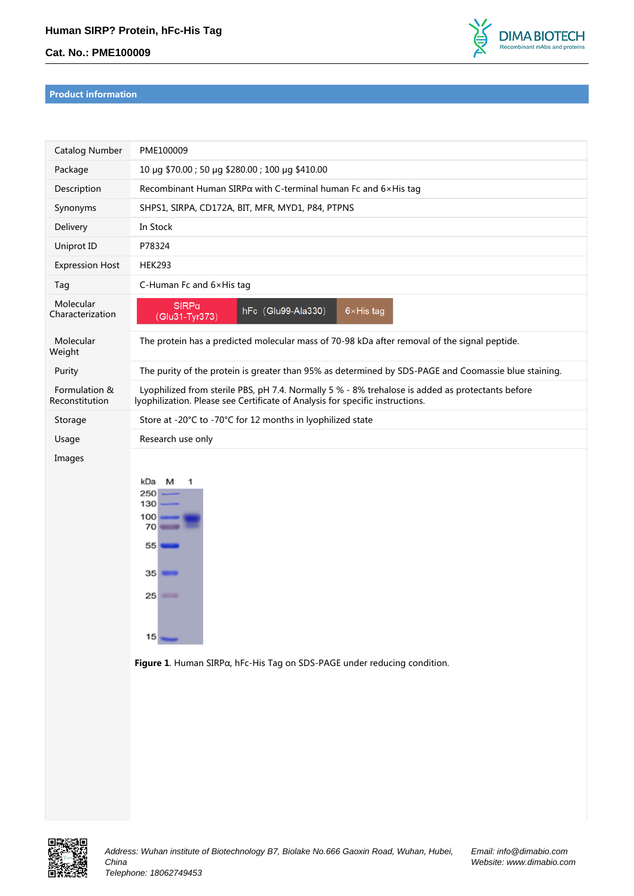# Human SIRP? Protein, hFc-His Tag

**Cat. No.: PME100009**

## Product information

| | |
|---|---|
| Catalog Number | PME100009 |
| Package | 10 μg $70.00 ; 50 μg $280.00 ; 100 μg $410.00 |
| Description | Recombinant Human SIRPα with C-terminal human Fc and 6×His tag |
| Synonyms | SHPS1, SIRPA, CD172A, BIT, MFR, MYD1, P84, PTPNS |
| Delivery | In Stock |
| Uniprot ID | P78324 |
| Expression Host | HEK293 |
| Tag | C-Human Fc and 6×His tag |
| Molecular Characterization | SIRPα (Glu31-Tyr373) / hFc (Glu99-Ala330) / 6×His tag |
| Molecular Weight | The protein has a predicted molecular mass of 70-98 kDa after removal of the signal peptide. |
| Purity | The purity of the protein is greater than 95% as determined by SDS-PAGE and Coomassie blue staining. |
| Formulation & Reconstitution | Lyophilized from sterile PBS, pH 7.4. Normally 5 % - 8% trehalose is added as protectants before lyophilization. Please see Certificate of Analysis for specific instructions. |
| Storage | Store at -20°C to -70°C for 12 months in lyophilized state |
| Usage | Research use only |
| Images | |

kDa M 1
250
130
100
70
55
35
25
15

**Figure 1**. Human SIRPα, hFc-His Tag on SDS-PAGE under reducing condition.

Address: Wuhan institute of Biotechnology B7, Biolake No.666 Gaoxin Road, Wuhan, Hubei, China
Telephone: 18062749453

Email: info@dimabio.com
Website: www.dimabio.com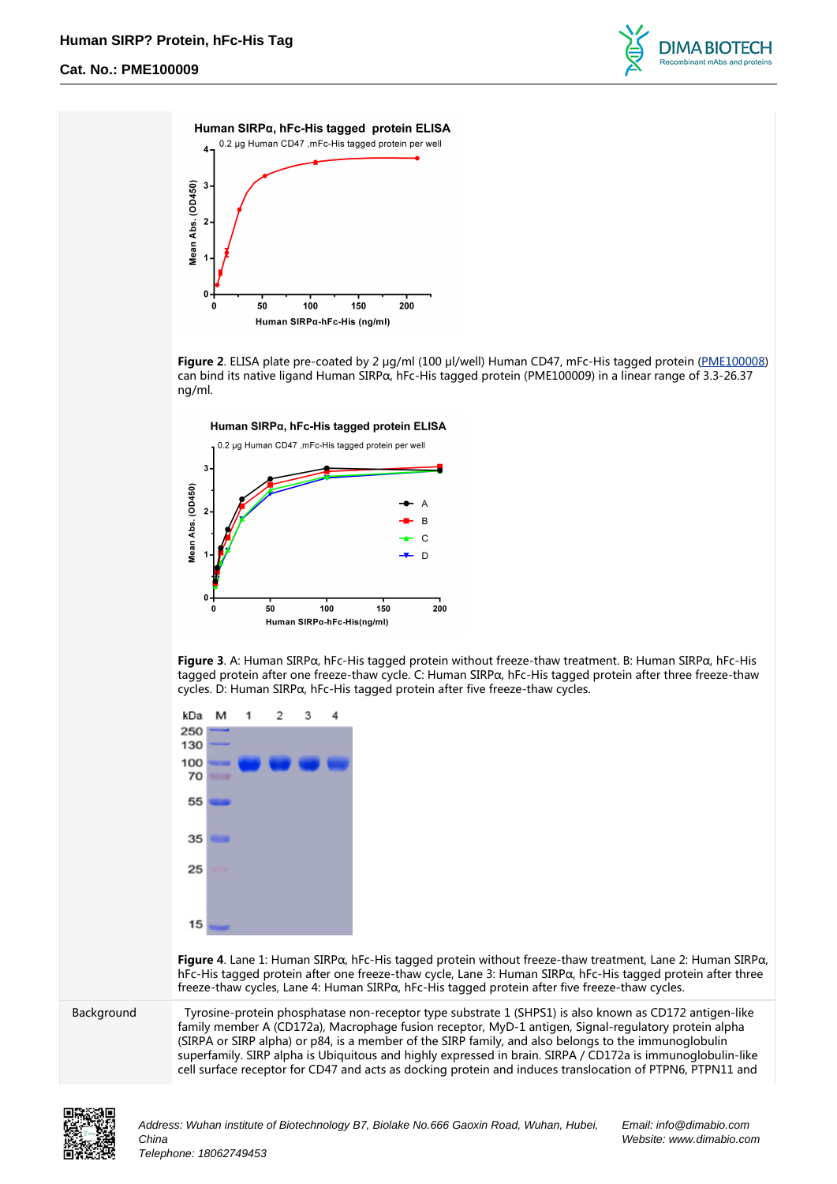Human SIRPα, hFc-His tagged protein ELISA

0.2 μg Human CD47 ,mFc-His tagged protein per well

Mean Abs. (OD450)

4
3
2
1
0

0
50
100
150
200

Human SIRPα-hFc-His (ng/ml)

**Figure 2**. ELISA plate pre-coated by 2 μg/ml (100 μl/well) Human CD47, mFc-His tagged protein (PME100008) can bind its native ligand Human SIRPα, hFc-His tagged protein (PME100009) in a linear range of 3.3-26.37 ng/ml.

Human SIRPα, hFc-His tagged protein ELISA

0.2 μg Human CD47 ,mFc-His tagged protein per well

Mean Abs. (OD450)

3
2
1
0

0
50
100
150
200

Human SIRPα-hFc-His(ng/ml)

A
B
C
D

**Figure 3**. A: Human SIRPα, hFc-His tagged protein without freeze-thaw treatment. B: Human SIRPα, hFc-His tagged protein after one freeze-thaw cycle. C: Human SIRPα, hFc-His tagged protein after three freeze-thaw cycles. D: Human SIRPα, hFc-His tagged protein after five freeze-thaw cycles.

kDa M 1 2 3 4

250
130
100
70
55
35
25
15

**Figure 4**. Lane 1: Human SIRPα, hFc-His tagged protein without freeze-thaw treatment, Lane 2: Human SIRPα, hFc-His tagged protein after one freeze-thaw cycle, Lane 3: Human SIRPα, hFc-His tagged protein after three freeze-thaw cycles, Lane 4: Human SIRPα, hFc-His tagged protein after five freeze-thaw cycles.

| | |
|---|---|
| Background | Tyrosine-protein phosphatase non-receptor type substrate 1 (SHPS1) is also known as CD172 antigen-like family member A (CD172a), Macrophage fusion receptor, MyD-1 antigen, Signal-regulatory protein alpha (SIRPA or SIRP alpha) or p84, is a member of the SIRP family, and also belongs to the immunoglobulin superfamily. SIRP alpha is Ubiquitous and highly expressed in brain. SIRPA / CD172a is immunoglobulin-like cell surface receptor for CD47 and acts as docking protein and induces translocation of PTPN6, PTPN11 and |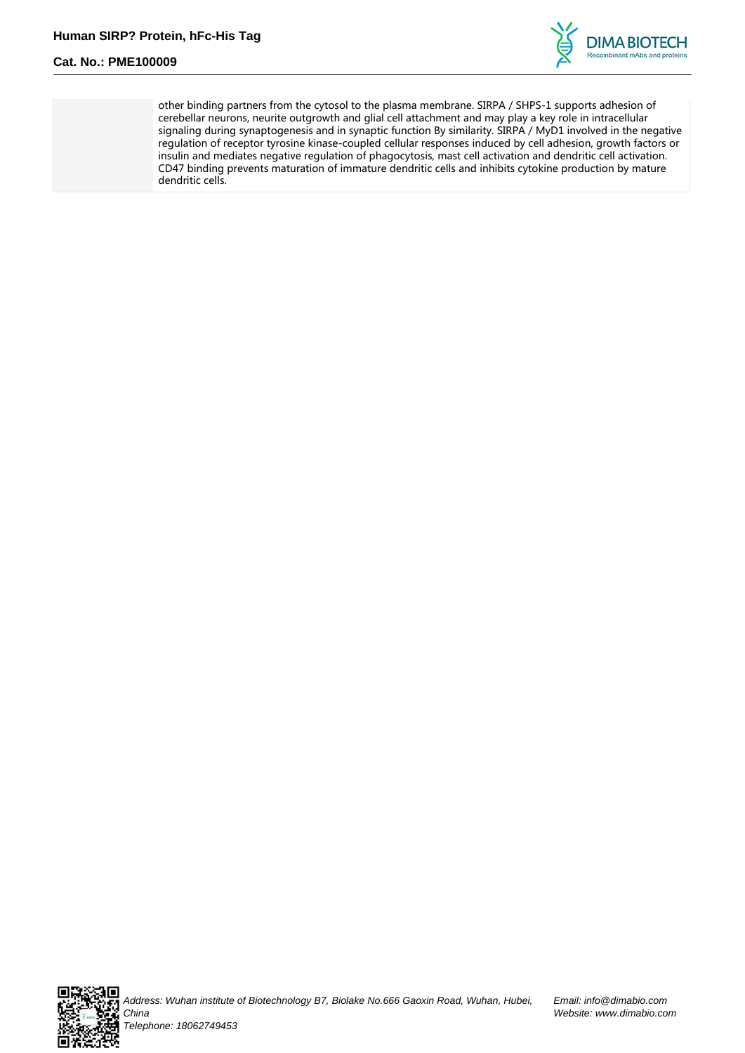| | |
|---|---|
| | other binding partners from the cytosol to the plasma membrane. SIRPA / SHPS-1 supports adhesion of cerebellar neurons, neurite outgrowth and glial cell attachment and may play a key role in intracellular signaling during synaptogenesis and in synaptic function By similarity. SIRPA / MyD1 involved in the negative regulation of receptor tyrosine kinase-coupled cellular responses induced by cell adhesion, growth factors or insulin and mediates negative regulation of phagocytosis, mast cell activation and dendritic cell activation. CD47 binding prevents maturation of immature dendritic cells and inhibits cytokine production by mature dendritic cells. |